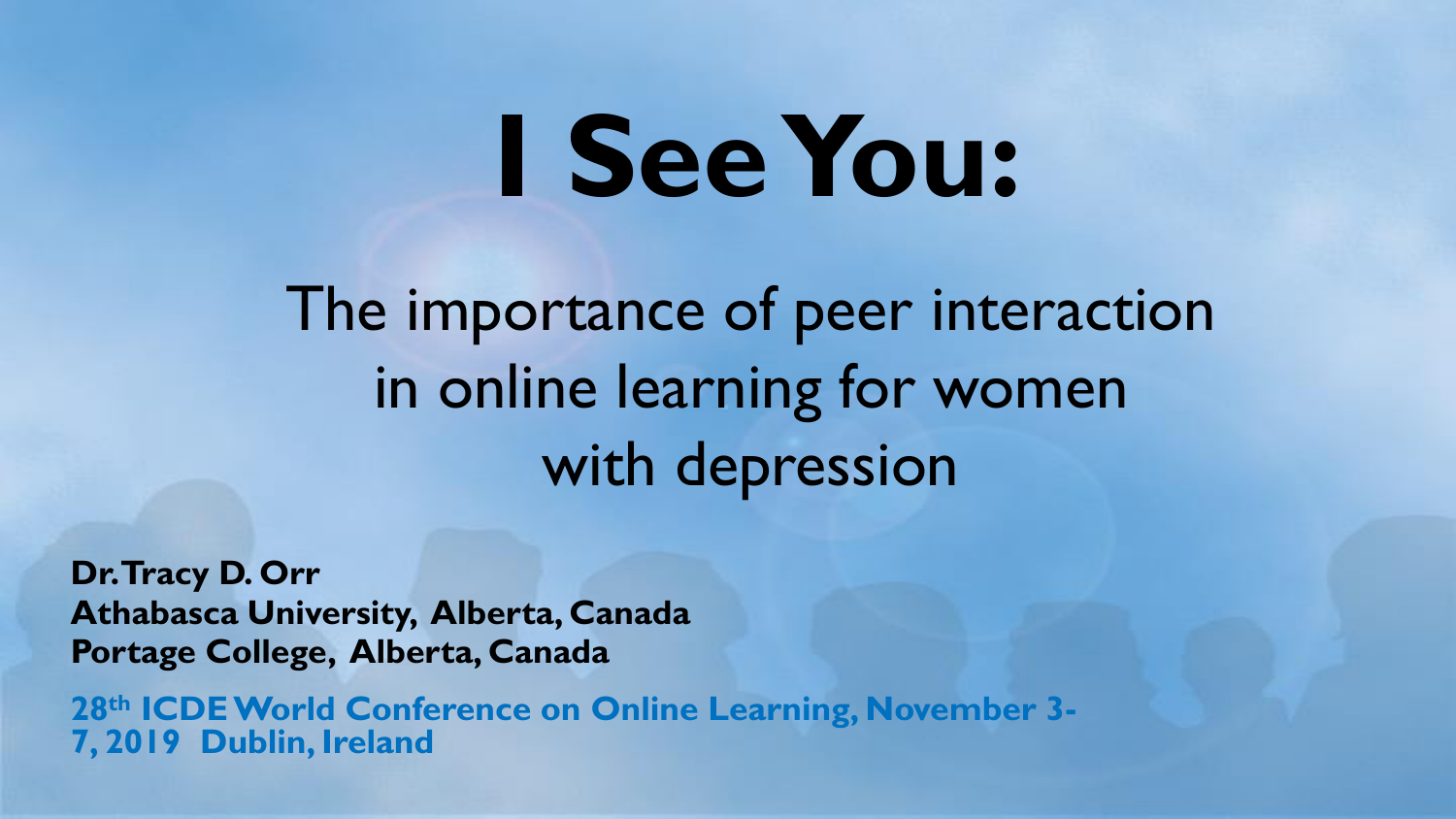# I See You:

## The importance of peer interaction in online learning for women with depression

**Dr. Tracy D. Orr**
**Athabasca University, Alberta, Canada**
**Portage College, Alberta, Canada**

**28th ICDE World Conference on Online Learning, November 3-7, 2019 Dublin, Ireland**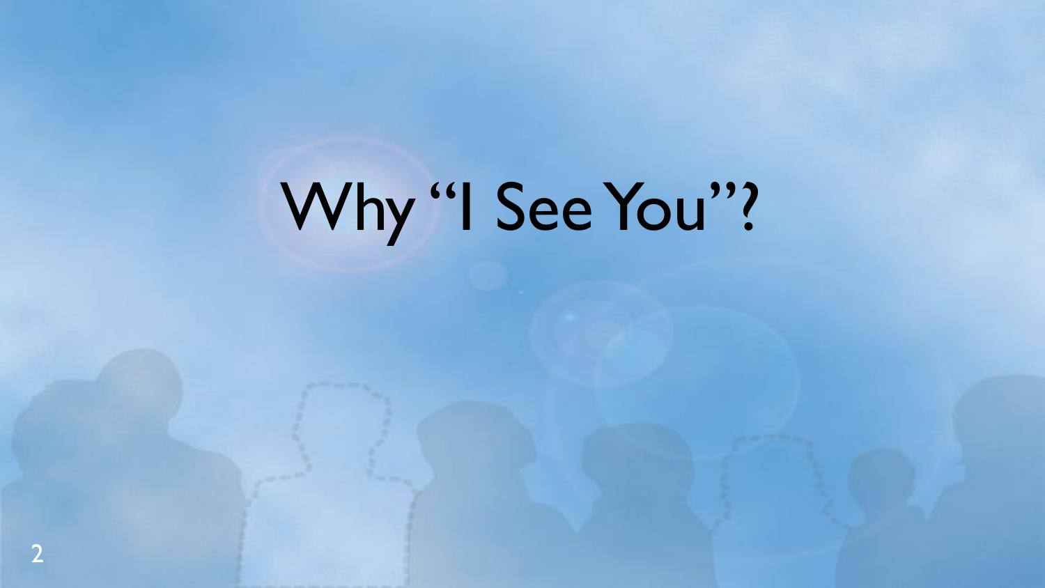# Why "I See You"?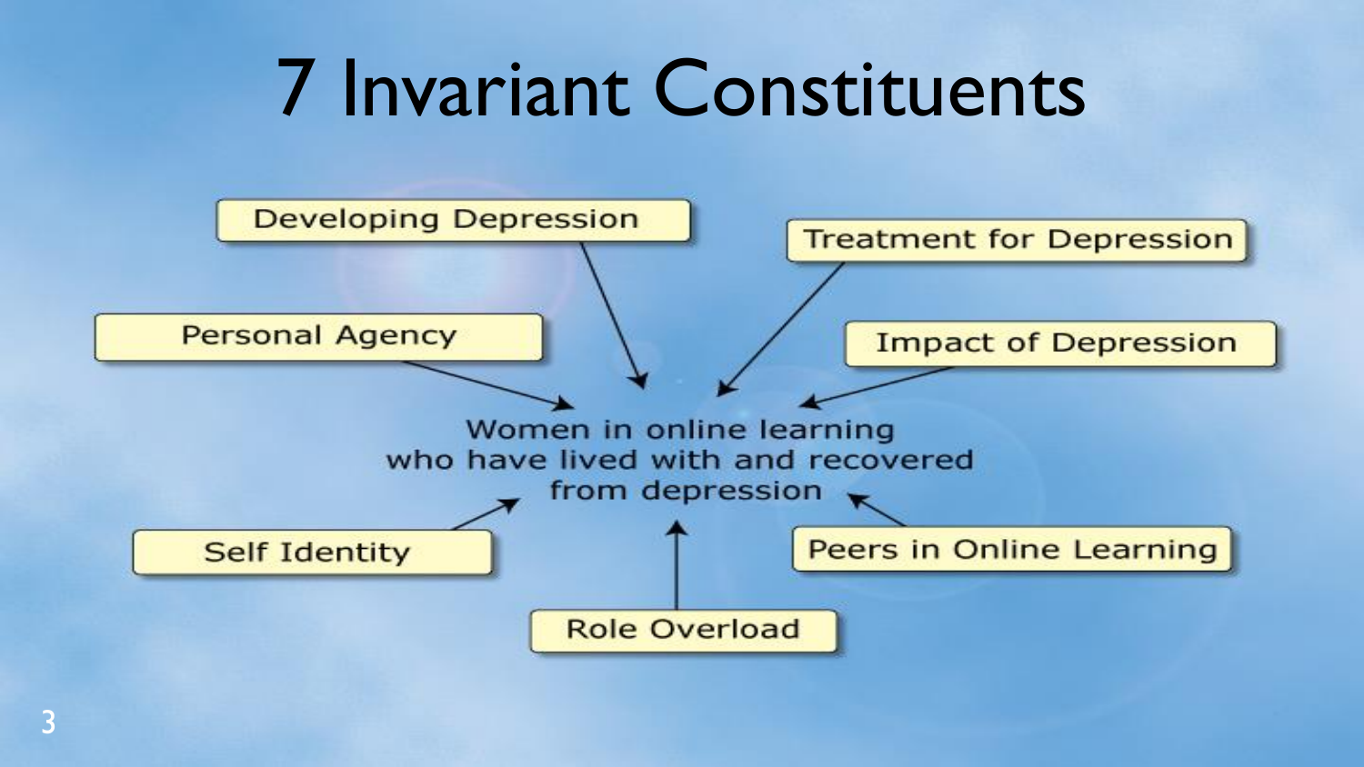# 7 Invariant Constituents

Women in online learning who have lived with and recovered from depression

- Developing Depression
- Treatment for Depression
- Personal Agency
- Impact of Depression
- Self Identity
- Peers in Online Learning
- Role Overload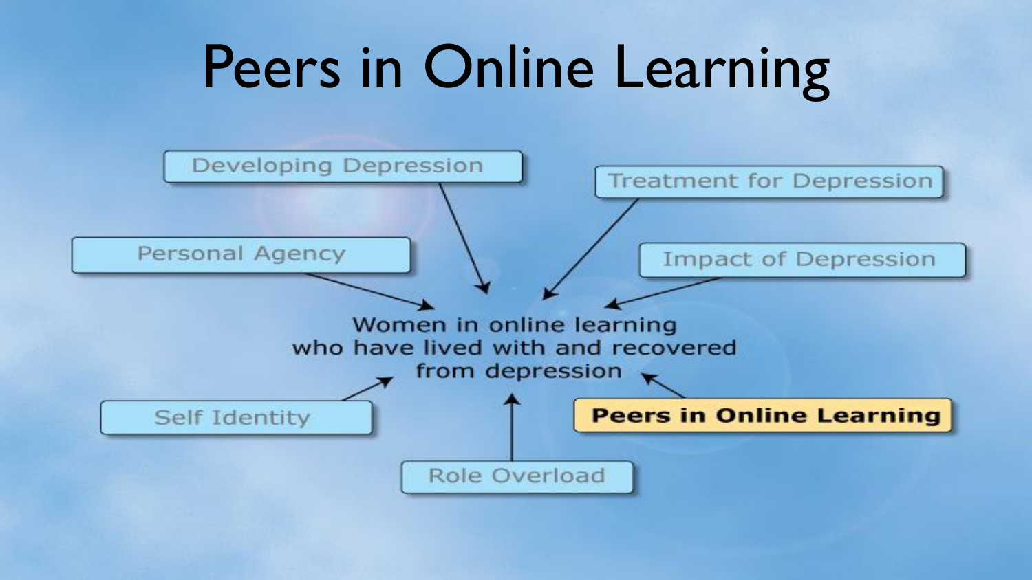# Peers in Online Learning

Developing Depression

Treatment for Depression

Personal Agency

Impact of Depression

Women in online learning who have lived with and recovered from depression

Self Identity

**Peers in Online Learning**

Role Overload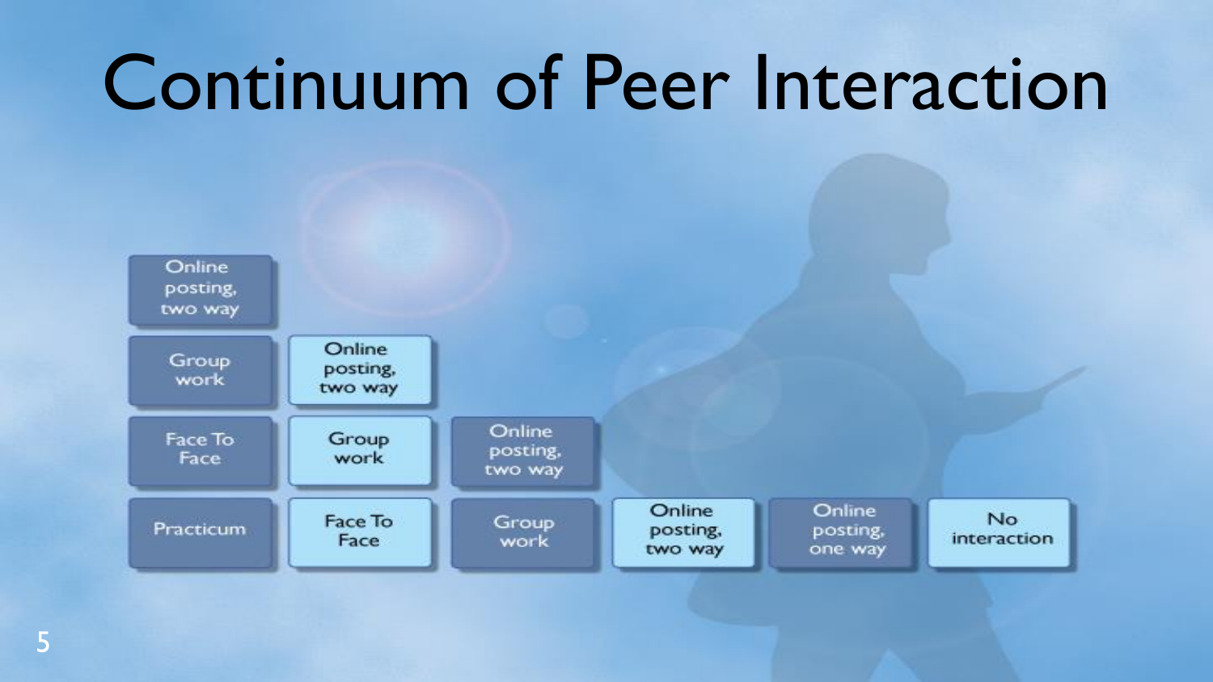# Continuum of Peer Interaction

| | | | | | |
|---|---|---|---|---|---|
| Online posting, two way | | | | | |
| Group work | Online posting, two way | | | | |
| Face To Face | Group work | Online posting, two way | | | |
| Practicum | Face To Face | Group work | Online posting, two way | Online posting, one way | No interaction |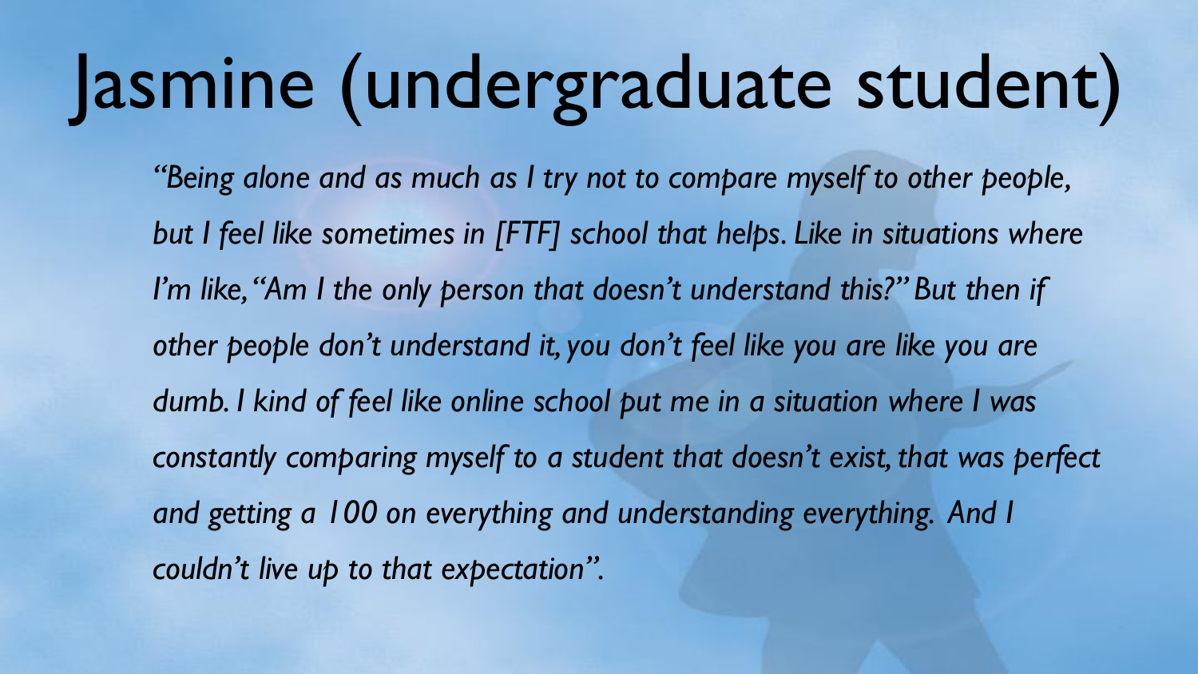# Jasmine (undergraduate student)

*"Being alone and as much as I try not to compare myself to other people, but I feel like sometimes in [FTF] school that helps. Like in situations where I'm like, "Am I the only person that doesn't understand this?" But then if other people don't understand it, you don't feel like you are like you are dumb. I kind of feel like online school put me in a situation where I was constantly comparing myself to a student that doesn't exist, that was perfect and getting a 100 on everything and understanding everything. And I couldn't live up to that expectation".*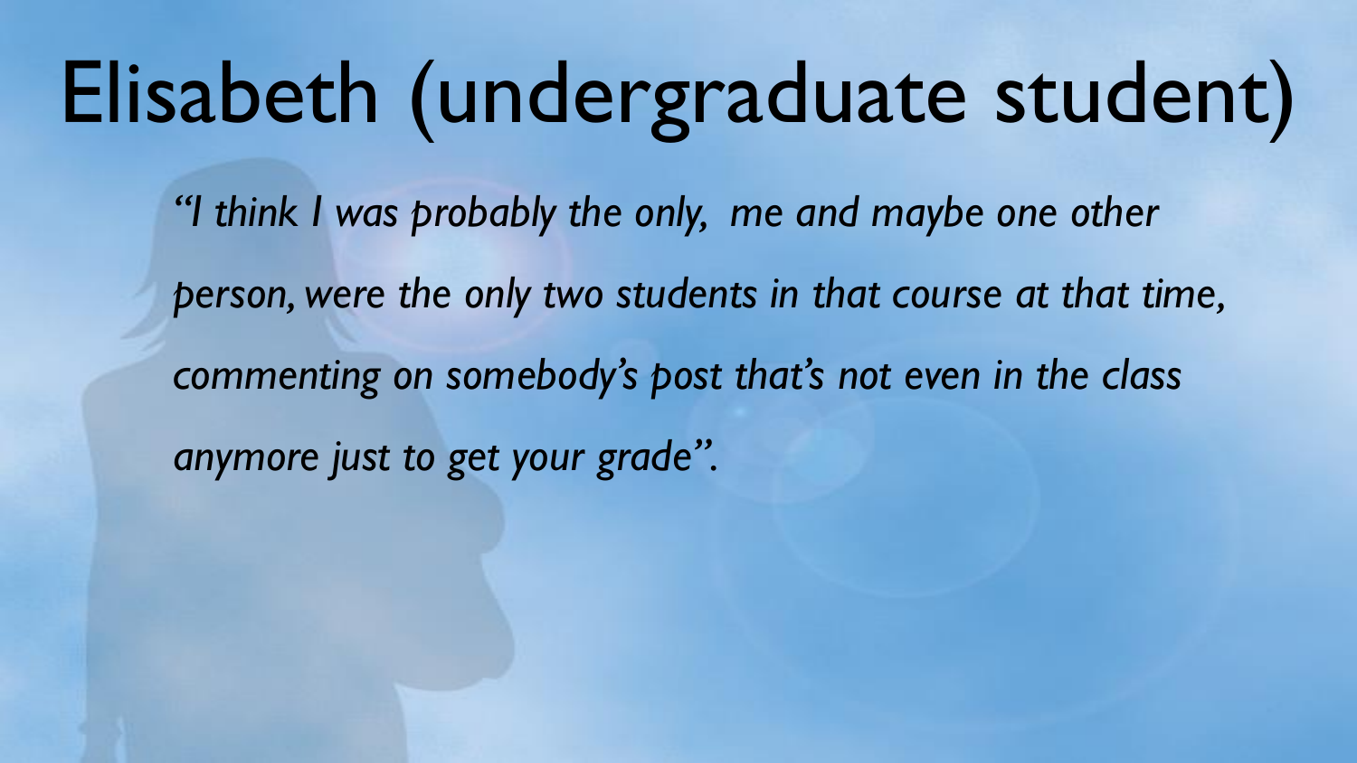# Elisabeth (undergraduate student)

*"I think I was probably the only, me and maybe one other person, were the only two students in that course at that time, commenting on somebody's post that's not even in the class anymore just to get your grade".*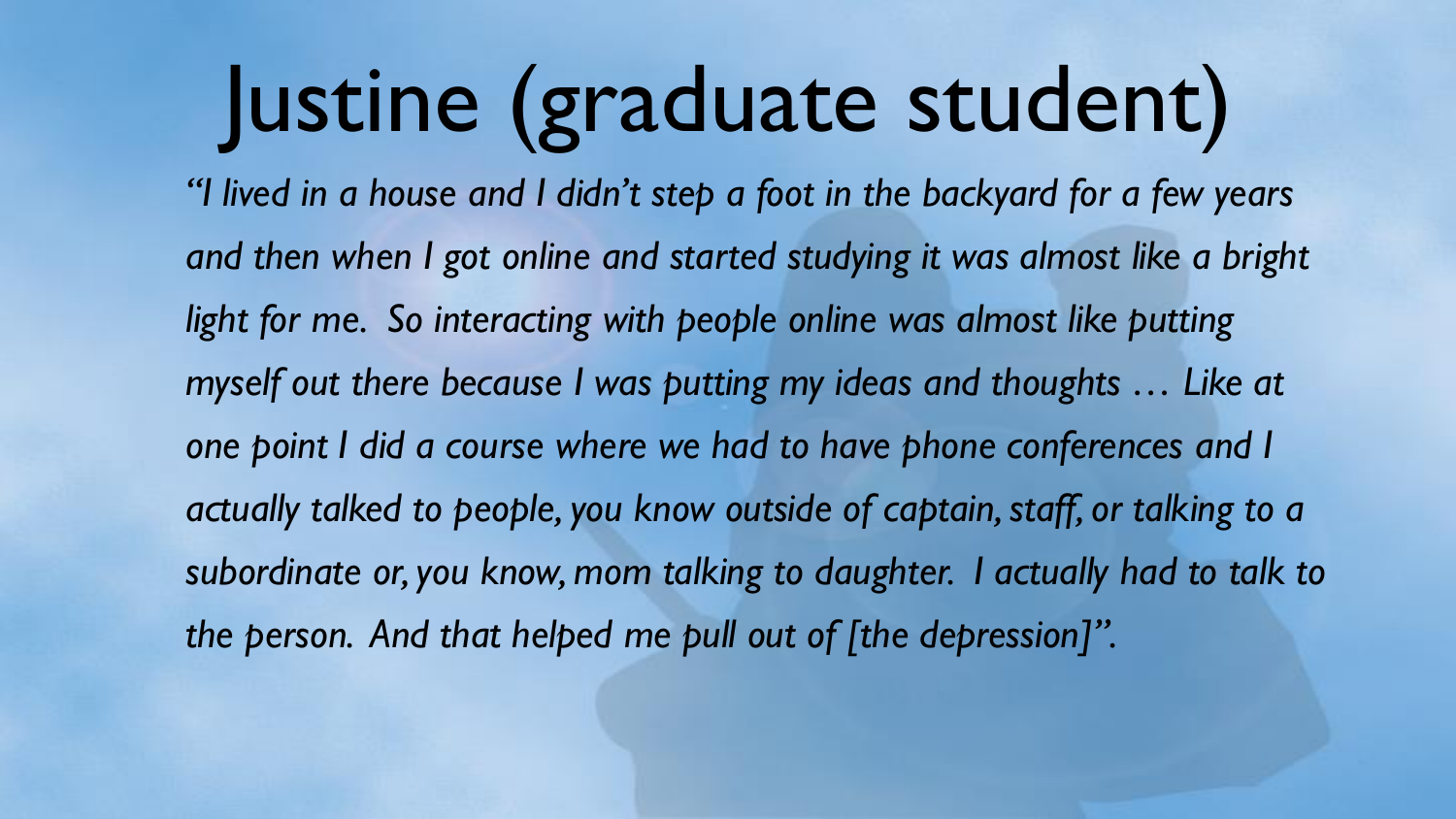# Justine (graduate student)

*"I lived in a house and I didn't step a foot in the backyard for a few years and then when I got online and started studying it was almost like a bright light for me. So interacting with people online was almost like putting myself out there because I was putting my ideas and thoughts … Like at one point I did a course where we had to have phone conferences and I actually talked to people, you know outside of captain, staff, or talking to a subordinate or, you know, mom talking to daughter. I actually had to talk to the person. And that helped me pull out of [the depression]".*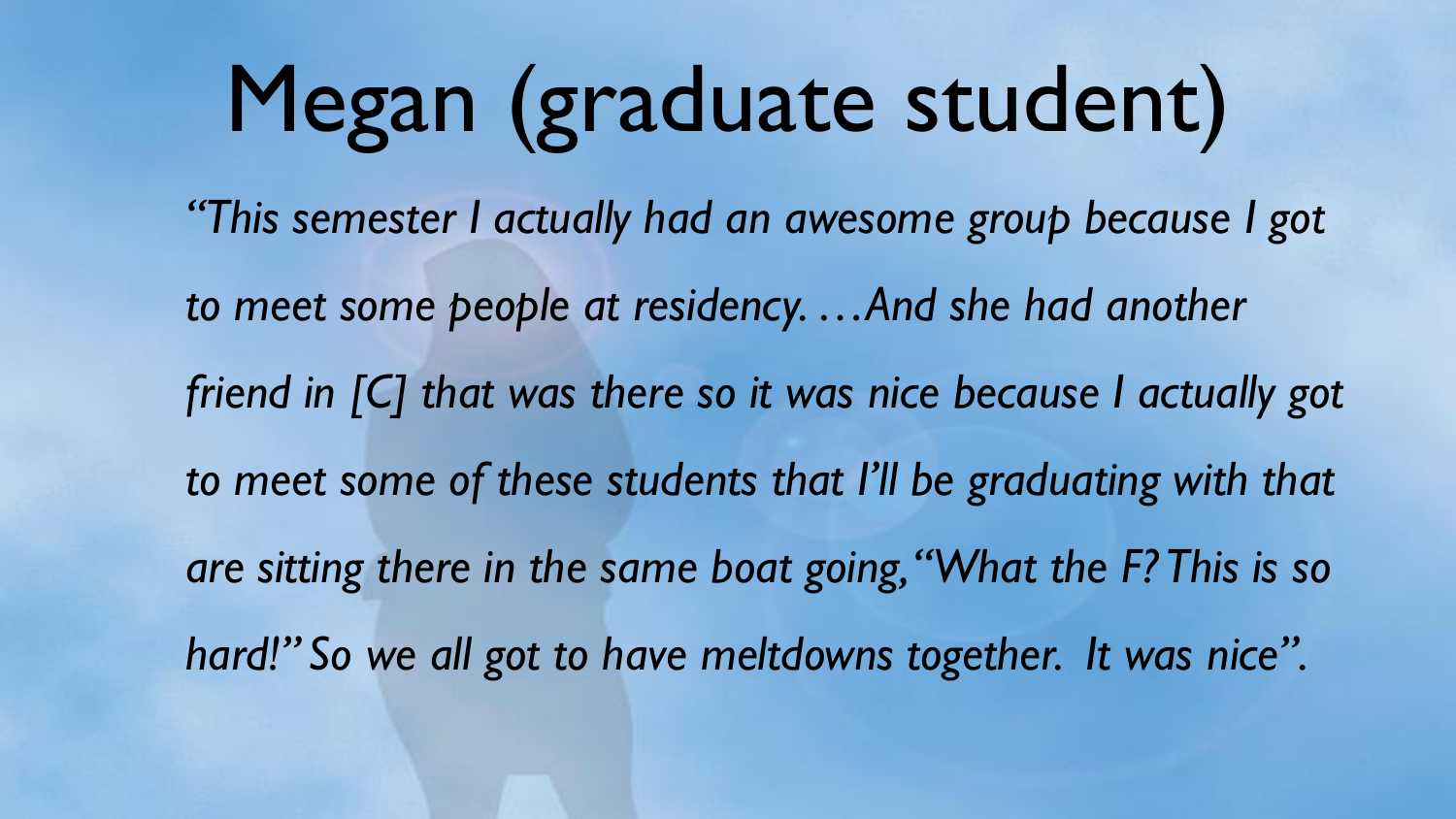# Megan (graduate student)

*"This semester I actually had an awesome group because I got to meet some people at residency. …And she had another friend in [C] that was there so it was nice because I actually got to meet some of these students that I'll be graduating with that are sitting there in the same boat going, "What the F? This is so hard!" So we all got to have meltdowns together. It was nice".*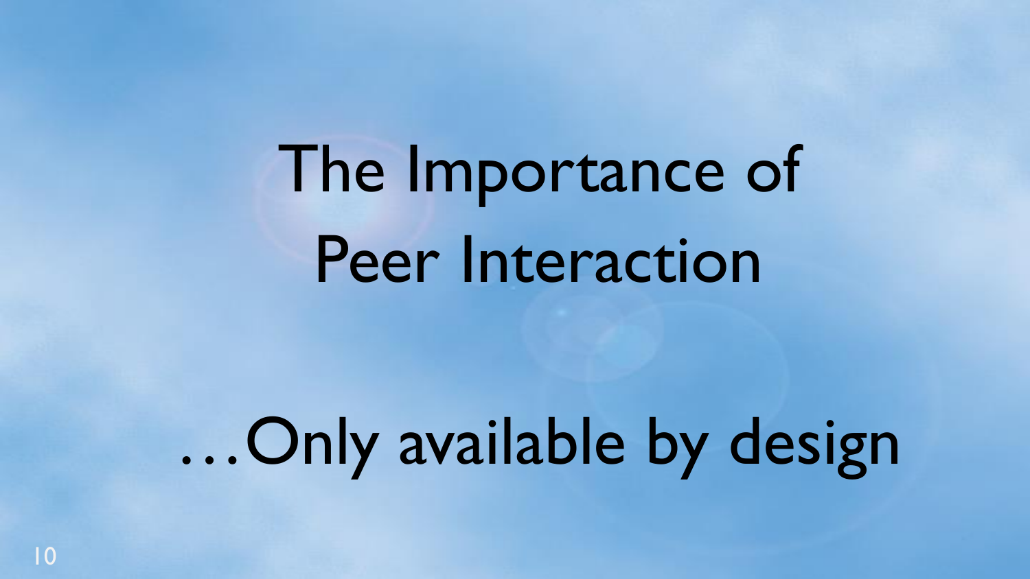# The Importance of Peer Interaction

…Only available by design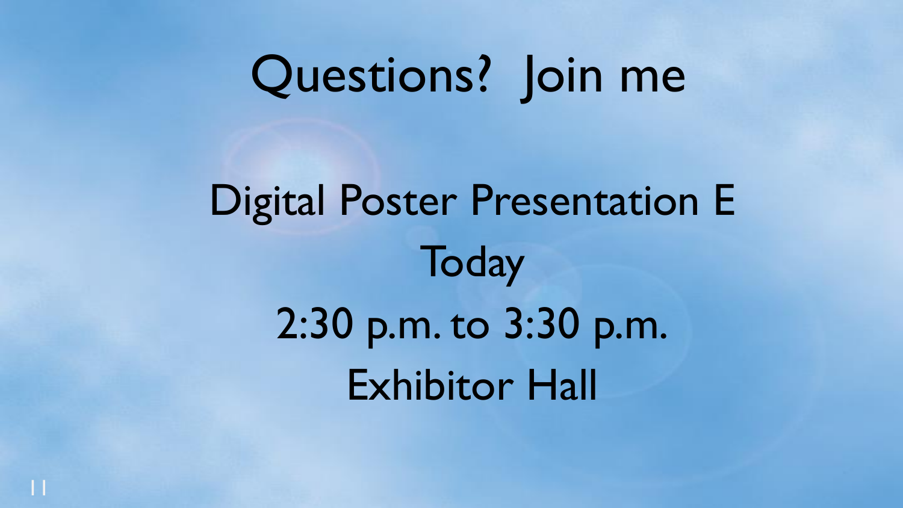# Questions? Join me

Digital Poster Presentation E

Today

2:30 p.m. to 3:30 p.m.

Exhibitor Hall